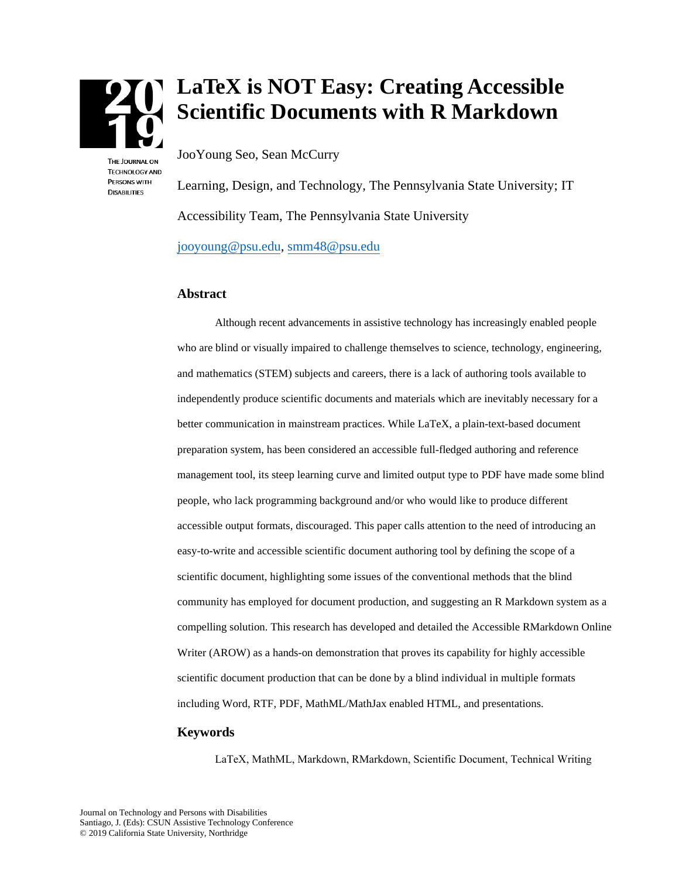# LaTeX is NOT Easy: Creating Accessible Scientific Documents with R Markdown

JooYoung Seo, Sean McCurry

Learning, Design, and Technology, The Pennsylvania State University; IT Accessibility Team, The Pennsylvania State University

jooyoung@psu.edu, smm48@psu.edu

## Abstract

Although recent advancements in assistive technology has increasingly enabled people who are blind or visually impaired to challenge themselves to science, technology, engineering, and mathematics (STEM) subjects and careers, there is a lack of authoring tools available to independently produce scientific documents and materials which are inevitably necessary for a better communication in mainstream practices. While LaTeX, a plain-text-based document preparation system, has been considered an accessible full-fledged authoring and reference management tool, its steep learning curve and limited output type to PDF have made some blind people, who lack programming background and/or who would like to produce different accessible output formats, discouraged. This paper calls attention to the need of introducing an easy-to-write and accessible scientific document authoring tool by defining the scope of a scientific document, highlighting some issues of the conventional methods that the blind community has employed for document production, and suggesting an R Markdown system as a compelling solution. This research has developed and detailed the Accessible RMarkdown Online Writer (AROW) as a hands-on demonstration that proves its capability for highly accessible scientific document production that can be done by a blind individual in multiple formats including Word, RTF, PDF, MathML/MathJax enabled HTML, and presentations.

## Keywords

LaTeX, MathML, Markdown, RMarkdown, Scientific Document, Technical Writing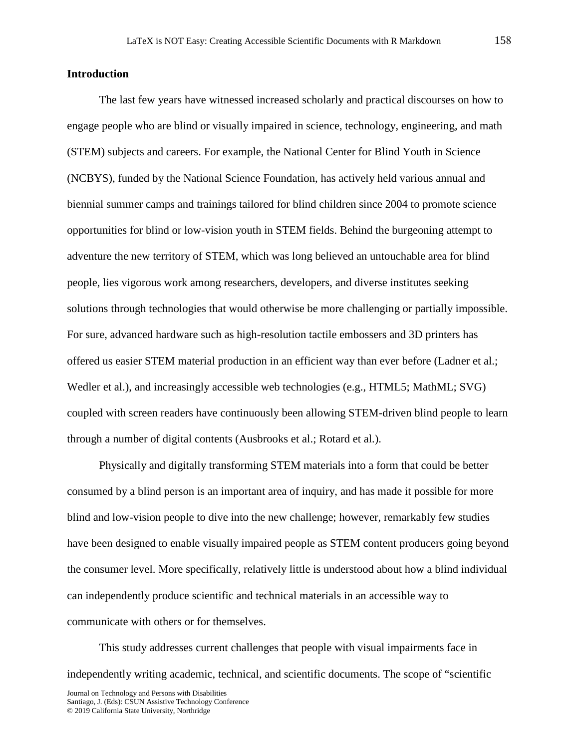## Introduction

The last few years have witnessed increased scholarly and practical discourses on how to engage people who are blind or visually impaired in science, technology, engineering, and math (STEM) subjects and careers. For example, the National Center for Blind Youth in Science (NCBYS), funded by the National Science Foundation, has actively held various annual and biennial summer camps and trainings tailored for blind children since 2004 to promote science opportunities for blind or low-vision youth in STEM fields. Behind the burgeoning attempt to adventure the new territory of STEM, which was long believed an untouchable area for blind people, lies vigorous work among researchers, developers, and diverse institutes seeking solutions through technologies that would otherwise be more challenging or partially impossible. For sure, advanced hardware such as high-resolution tactile embossers and 3D printers has offered us easier STEM material production in an efficient way than ever before (Ladner et al.; Wedler et al.), and increasingly accessible web technologies (e.g., HTML5; MathML; SVG) coupled with screen readers have continuously been allowing STEM-driven blind people to learn through a number of digital contents (Ausbrooks et al.; Rotard et al.).

Physically and digitally transforming STEM materials into a form that could be better consumed by a blind person is an important area of inquiry, and has made it possible for more blind and low-vision people to dive into the new challenge; however, remarkably few studies have been designed to enable visually impaired people as STEM content producers going beyond the consumer level. More specifically, relatively little is understood about how a blind individual can independently produce scientific and technical materials in an accessible way to communicate with others or for themselves.

This study addresses current challenges that people with visual impairments face in independently writing academic, technical, and scientific documents. The scope of "scientific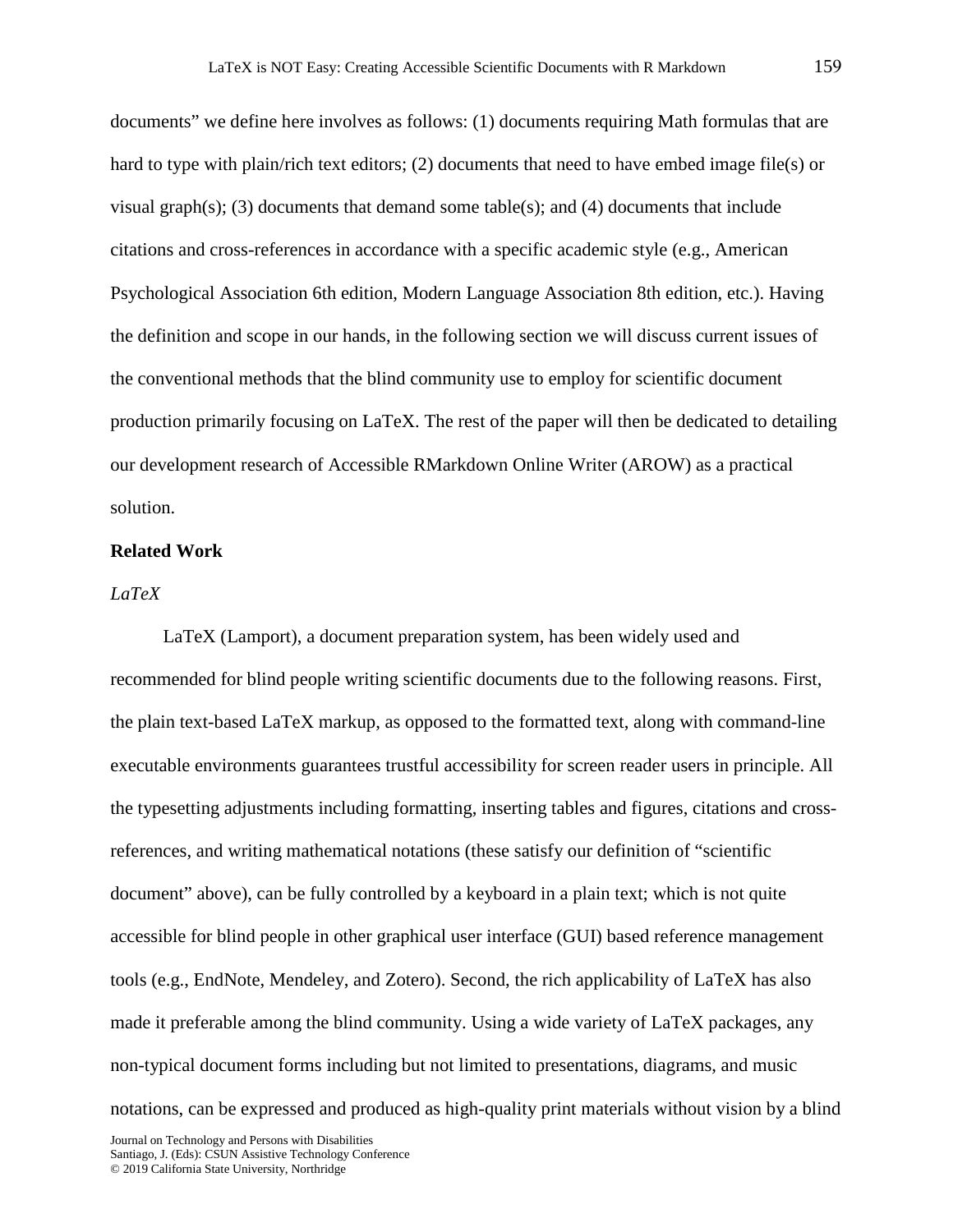documents" we define here involves as follows: (1) documents requiring Math formulas that are hard to type with plain/rich text editors; (2) documents that need to have embed image file(s) or visual graph(s); (3) documents that demand some table(s); and (4) documents that include citations and cross-references in accordance with a specific academic style (e.g., American Psychological Association 6th edition, Modern Language Association 8th edition, etc.). Having the definition and scope in our hands, in the following section we will discuss current issues of the conventional methods that the blind community use to employ for scientific document production primarily focusing on LaTeX. The rest of the paper will then be dedicated to detailing our development research of Accessible RMarkdown Online Writer (AROW) as a practical solution.

## Related Work

### *LaTeX*

LaTeX (Lamport), a document preparation system, has been widely used and recommended for blind people writing scientific documents due to the following reasons. First, the plain text-based LaTeX markup, as opposed to the formatted text, along with command-line executable environments guarantees trustful accessibility for screen reader users in principle. All the typesetting adjustments including formatting, inserting tables and figures, citations and cross-references, and writing mathematical notations (these satisfy our definition of "scientific document" above), can be fully controlled by a keyboard in a plain text; which is not quite accessible for blind people in other graphical user interface (GUI) based reference management tools (e.g., EndNote, Mendeley, and Zotero). Second, the rich applicability of LaTeX has also made it preferable among the blind community. Using a wide variety of LaTeX packages, any non-typical document forms including but not limited to presentations, diagrams, and music notations, can be expressed and produced as high-quality print materials without vision by a blind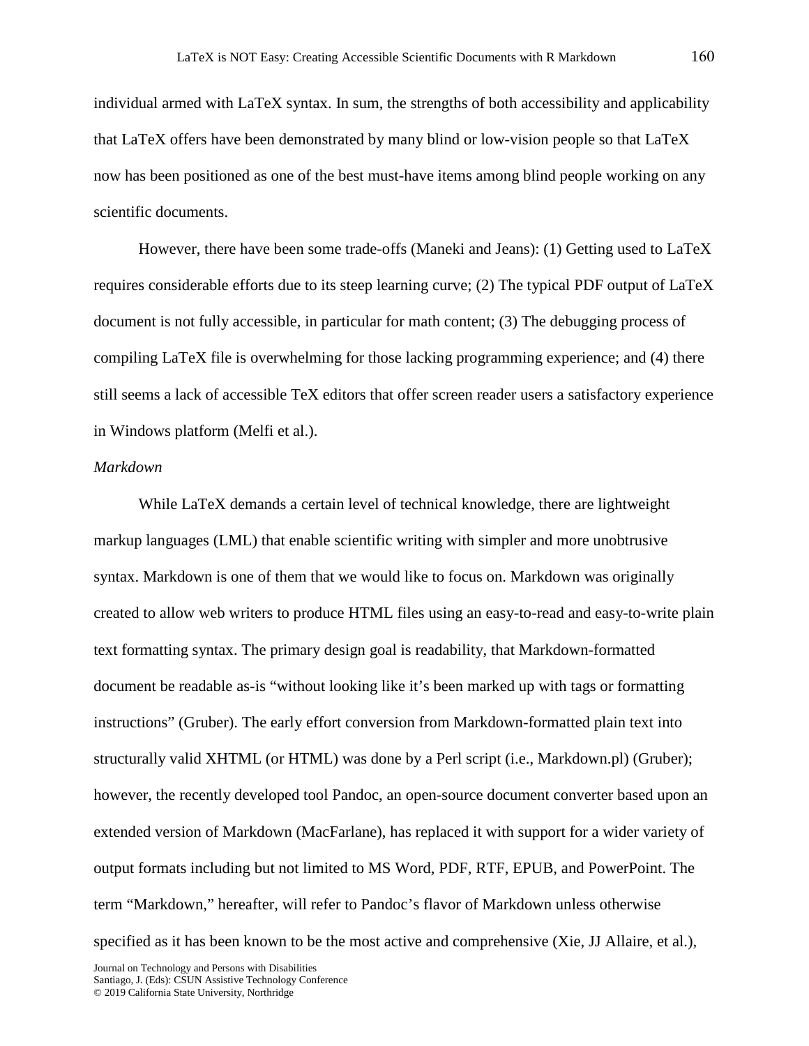individual armed with LaTeX syntax. In sum, the strengths of both accessibility and applicability that LaTeX offers have been demonstrated by many blind or low-vision people so that LaTeX now has been positioned as one of the best must-have items among blind people working on any scientific documents.

However, there have been some trade-offs (Maneki and Jeans): (1) Getting used to LaTeX requires considerable efforts due to its steep learning curve; (2) The typical PDF output of LaTeX document is not fully accessible, in particular for math content; (3) The debugging process of compiling LaTeX file is overwhelming for those lacking programming experience; and (4) there still seems a lack of accessible TeX editors that offer screen reader users a satisfactory experience in Windows platform (Melfi et al.).

### *Markdown*

While LaTeX demands a certain level of technical knowledge, there are lightweight markup languages (LML) that enable scientific writing with simpler and more unobtrusive syntax. Markdown is one of them that we would like to focus on. Markdown was originally created to allow web writers to produce HTML files using an easy-to-read and easy-to-write plain text formatting syntax. The primary design goal is readability, that Markdown-formatted document be readable as-is "without looking like it's been marked up with tags or formatting instructions" (Gruber). The early effort conversion from Markdown-formatted plain text into structurally valid XHTML (or HTML) was done by a Perl script (i.e., Markdown.pl) (Gruber); however, the recently developed tool Pandoc, an open-source document converter based upon an extended version of Markdown (MacFarlane), has replaced it with support for a wider variety of output formats including but not limited to MS Word, PDF, RTF, EPUB, and PowerPoint. The term "Markdown," hereafter, will refer to Pandoc's flavor of Markdown unless otherwise specified as it has been known to be the most active and comprehensive (Xie, JJ Allaire, et al.),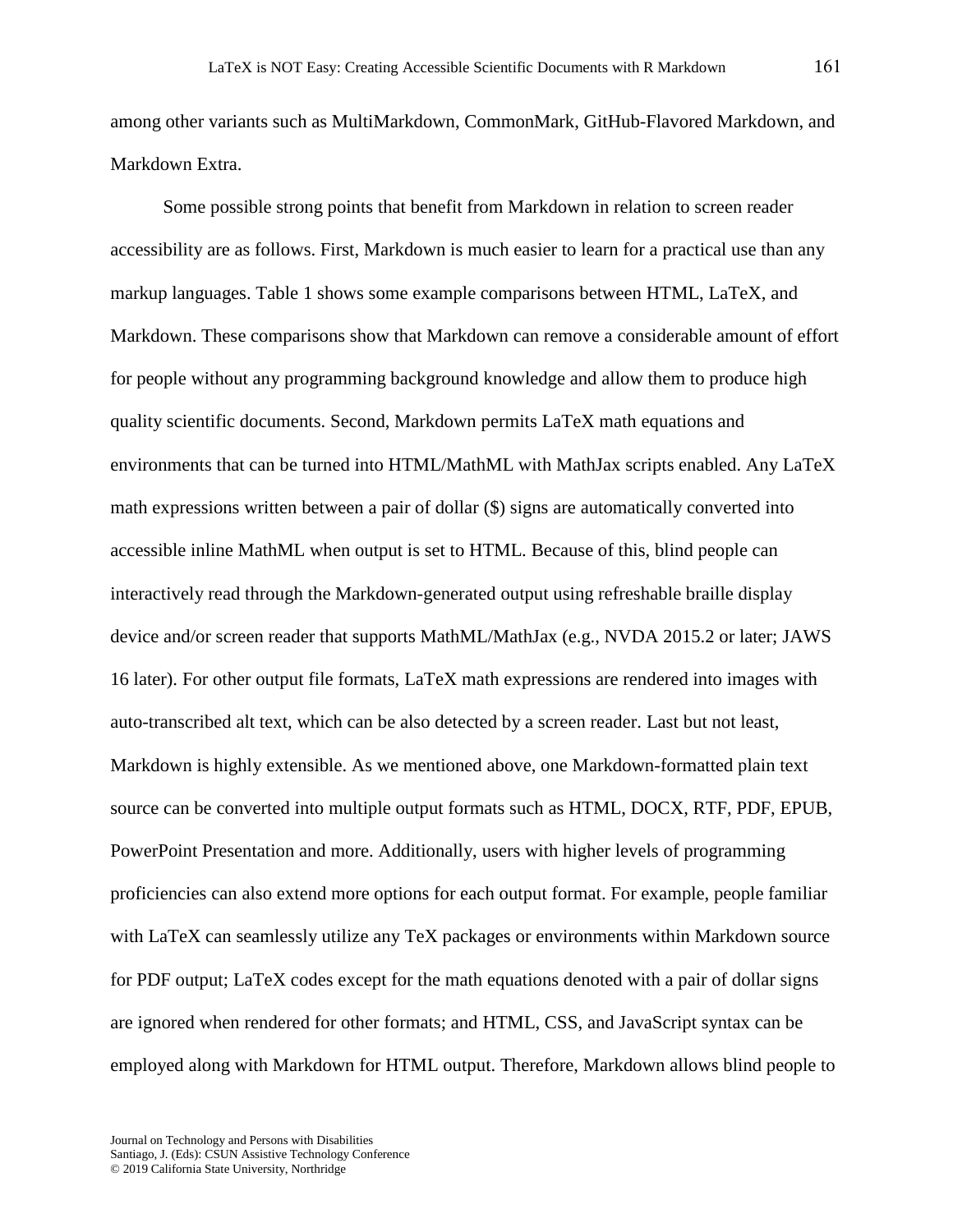among other variants such as MultiMarkdown, CommonMark, GitHub-Flavored Markdown, and Markdown Extra.

Some possible strong points that benefit from Markdown in relation to screen reader accessibility are as follows. First, Markdown is much easier to learn for a practical use than any markup languages. Table 1 shows some example comparisons between HTML, LaTeX, and Markdown. These comparisons show that Markdown can remove a considerable amount of effort for people without any programming background knowledge and allow them to produce high quality scientific documents. Second, Markdown permits LaTeX math equations and environments that can be turned into HTML/MathML with MathJax scripts enabled. Any LaTeX math expressions written between a pair of dollar ($) signs are automatically converted into accessible inline MathML when output is set to HTML. Because of this, blind people can interactively read through the Markdown-generated output using refreshable braille display device and/or screen reader that supports MathML/MathJax (e.g., NVDA 2015.2 or later; JAWS 16 later). For other output file formats, LaTeX math expressions are rendered into images with auto-transcribed alt text, which can be also detected by a screen reader. Last but not least, Markdown is highly extensible. As we mentioned above, one Markdown-formatted plain text source can be converted into multiple output formats such as HTML, DOCX, RTF, PDF, EPUB, PowerPoint Presentation and more. Additionally, users with higher levels of programming proficiencies can also extend more options for each output format. For example, people familiar with LaTeX can seamlessly utilize any TeX packages or environments within Markdown source for PDF output; LaTeX codes except for the math equations denoted with a pair of dollar signs are ignored when rendered for other formats; and HTML, CSS, and JavaScript syntax can be employed along with Markdown for HTML output. Therefore, Markdown allows blind people to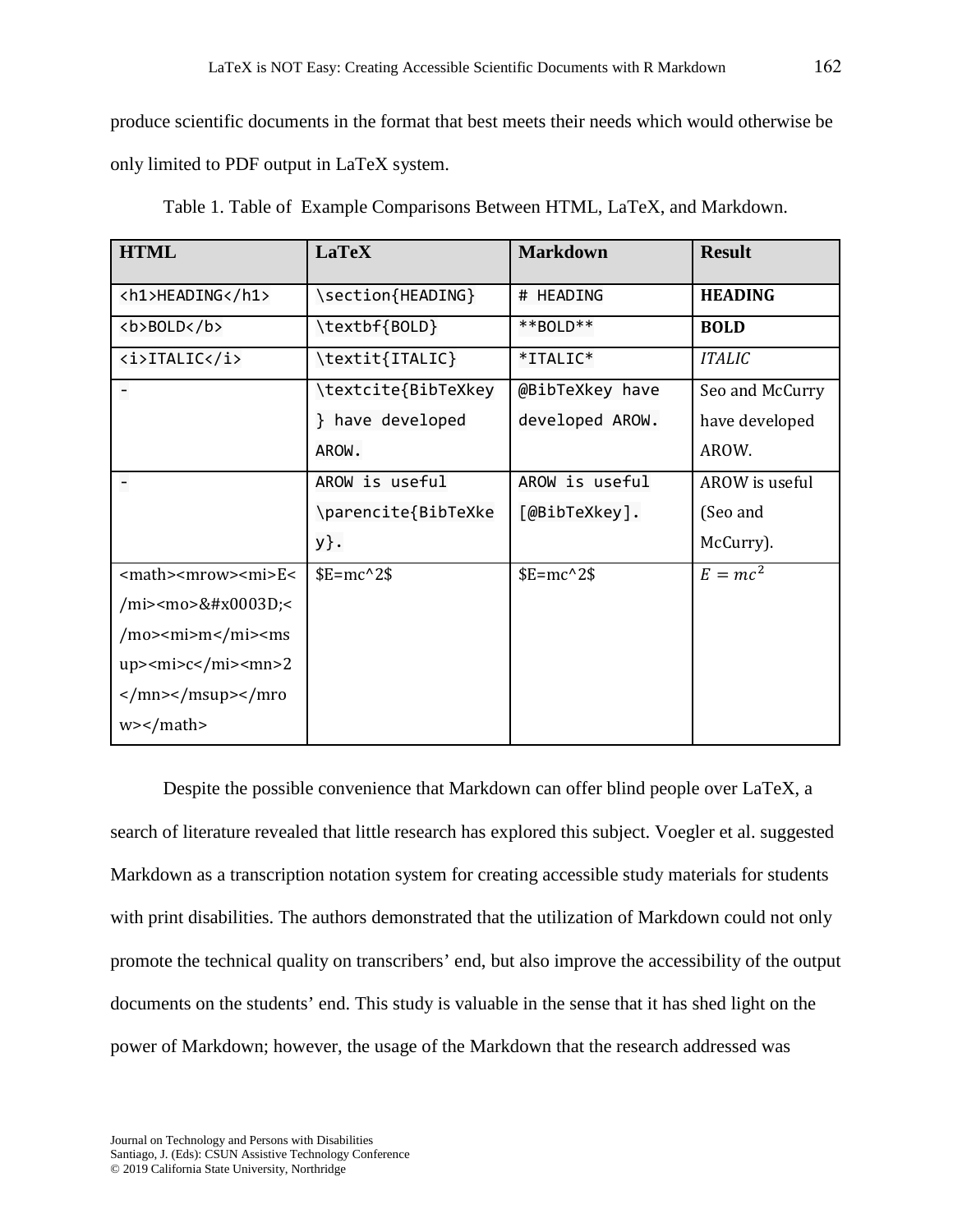produce scientific documents in the format that best meets their needs which would otherwise be only limited to PDF output in LaTeX system.

Table 1. Table of Example Comparisons Between HTML, LaTeX, and Markdown.

| HTML | LaTeX | Markdown | Result |
|---|---|---|---|
| `<h1>HEADING</h1>` | `\section{HEADING}` | `# HEADING` | **HEADING** |
| `<b>BOLD</b>` | `\textbf{BOLD}` | `**BOLD**` | **BOLD** |
| `<i>ITALIC</i>` | `\textit{ITALIC}` | `*ITALIC*` | *ITALIC* |
| - | `\textcite{BibTeXkey} have developed AROW.` | `@BibTeXkey have developed AROW.` | Seo and McCurry have developed AROW. |
| - | `AROW is useful \parencite{BibTeXkey}.` | `AROW is useful [@BibTeXkey].` | AROW is useful (Seo and McCurry). |
| `<math><mrow><mi>E</mi><mo>&#x0003D;</mo><mi>m</mi><msup><mi>c</mi><mn>2</mn></msup></mrow></math>` | `$E=mc^2$` | `$E=mc^2$` | $E=mc^2$ |

Despite the possible convenience that Markdown can offer blind people over LaTeX, a search of literature revealed that little research has explored this subject. Voegler et al. suggested Markdown as a transcription notation system for creating accessible study materials for students with print disabilities. The authors demonstrated that the utilization of Markdown could not only promote the technical quality on transcribers' end, but also improve the accessibility of the output documents on the students' end. This study is valuable in the sense that it has shed light on the power of Markdown; however, the usage of the Markdown that the research addressed was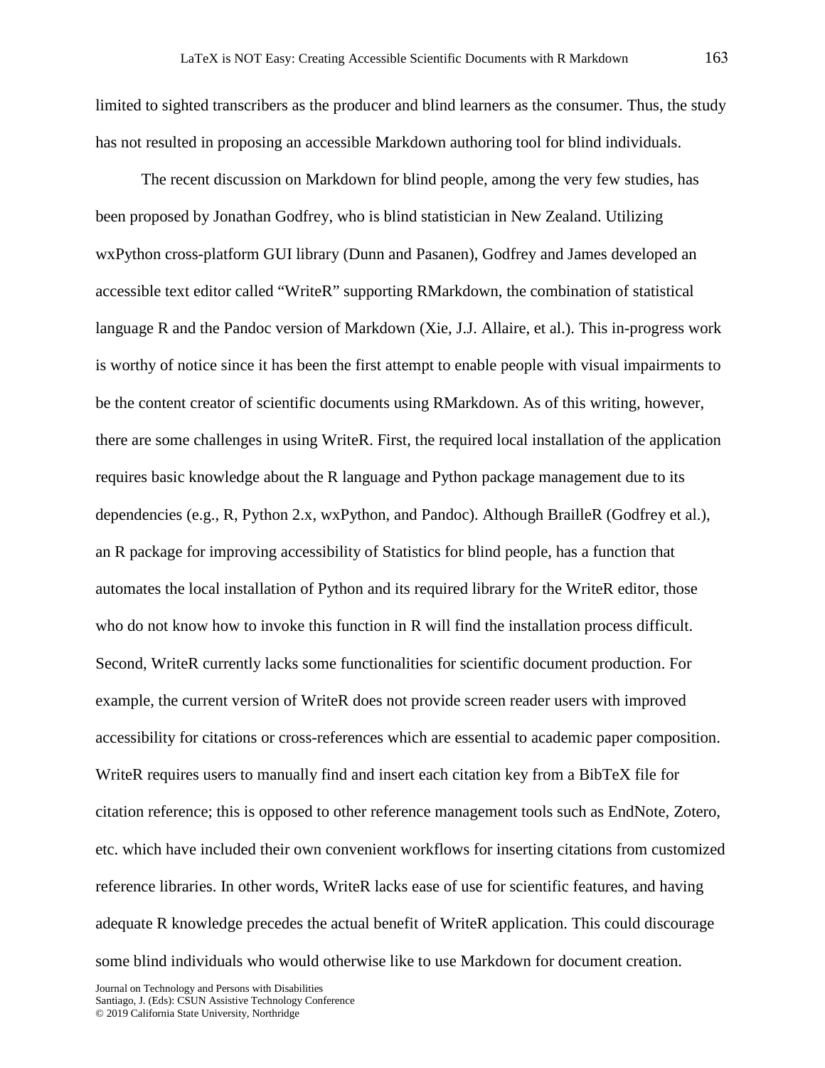limited to sighted transcribers as the producer and blind learners as the consumer. Thus, the study has not resulted in proposing an accessible Markdown authoring tool for blind individuals.

The recent discussion on Markdown for blind people, among the very few studies, has been proposed by Jonathan Godfrey, who is blind statistician in New Zealand. Utilizing wxPython cross-platform GUI library (Dunn and Pasanen), Godfrey and James developed an accessible text editor called "WriteR" supporting RMarkdown, the combination of statistical language R and the Pandoc version of Markdown (Xie, J.J. Allaire, et al.). This in-progress work is worthy of notice since it has been the first attempt to enable people with visual impairments to be the content creator of scientific documents using RMarkdown. As of this writing, however, there are some challenges in using WriteR. First, the required local installation of the application requires basic knowledge about the R language and Python package management due to its dependencies (e.g., R, Python 2.x, wxPython, and Pandoc). Although BrailleR (Godfrey et al.), an R package for improving accessibility of Statistics for blind people, has a function that automates the local installation of Python and its required library for the WriteR editor, those who do not know how to invoke this function in R will find the installation process difficult. Second, WriteR currently lacks some functionalities for scientific document production. For example, the current version of WriteR does not provide screen reader users with improved accessibility for citations or cross-references which are essential to academic paper composition. WriteR requires users to manually find and insert each citation key from a BibTeX file for citation reference; this is opposed to other reference management tools such as EndNote, Zotero, etc. which have included their own convenient workflows for inserting citations from customized reference libraries. In other words, WriteR lacks ease of use for scientific features, and having adequate R knowledge precedes the actual benefit of WriteR application. This could discourage some blind individuals who would otherwise like to use Markdown for document creation.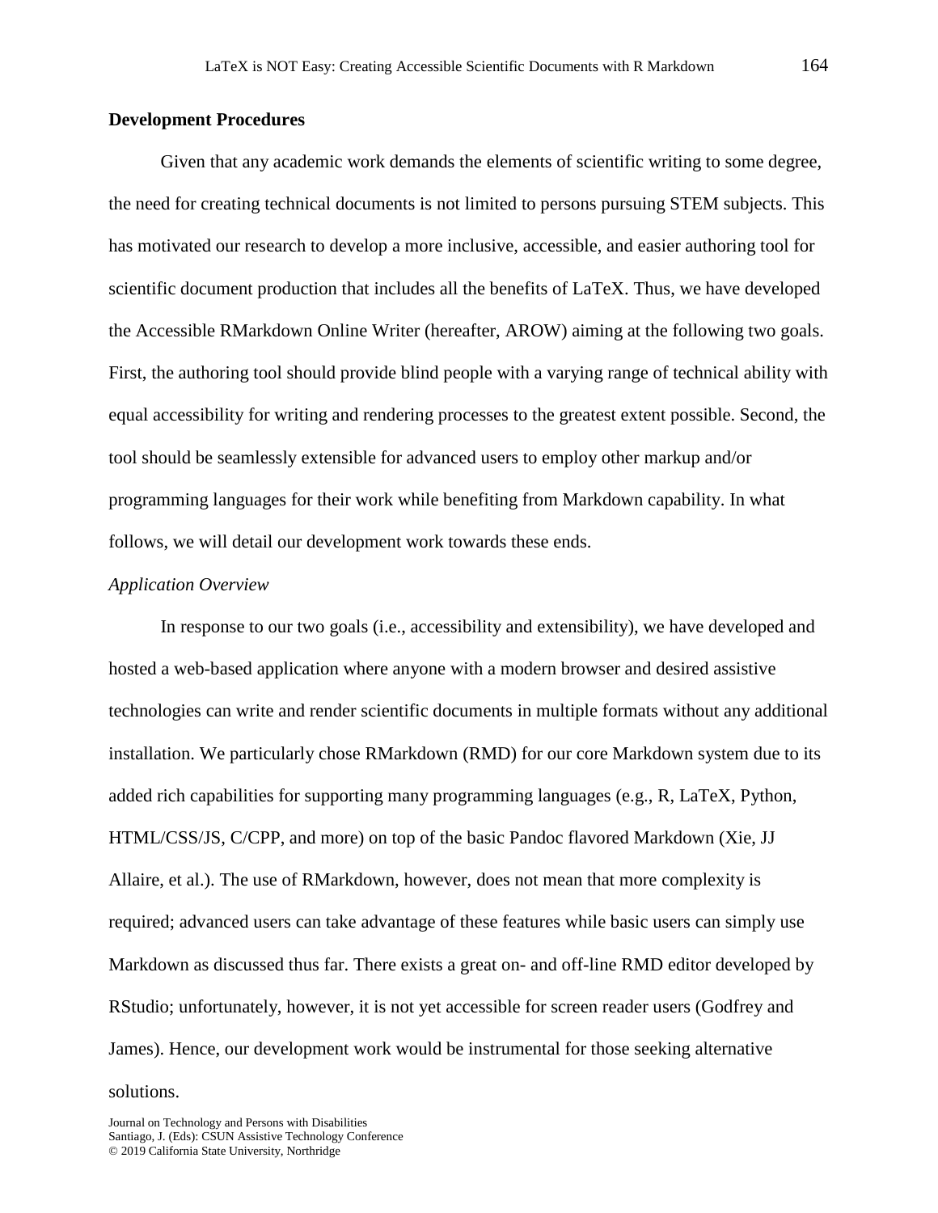## Development Procedures

Given that any academic work demands the elements of scientific writing to some degree, the need for creating technical documents is not limited to persons pursuing STEM subjects. This has motivated our research to develop a more inclusive, accessible, and easier authoring tool for scientific document production that includes all the benefits of LaTeX. Thus, we have developed the Accessible RMarkdown Online Writer (hereafter, AROW) aiming at the following two goals. First, the authoring tool should provide blind people with a varying range of technical ability with equal accessibility for writing and rendering processes to the greatest extent possible. Second, the tool should be seamlessly extensible for advanced users to employ other markup and/or programming languages for their work while benefiting from Markdown capability. In what follows, we will detail our development work towards these ends.

### *Application Overview*

In response to our two goals (i.e., accessibility and extensibility), we have developed and hosted a web-based application where anyone with a modern browser and desired assistive technologies can write and render scientific documents in multiple formats without any additional installation. We particularly chose RMarkdown (RMD) for our core Markdown system due to its added rich capabilities for supporting many programming languages (e.g., R, LaTeX, Python, HTML/CSS/JS, C/CPP, and more) on top of the basic Pandoc flavored Markdown (Xie, JJ Allaire, et al.). The use of RMarkdown, however, does not mean that more complexity is required; advanced users can take advantage of these features while basic users can simply use Markdown as discussed thus far. There exists a great on- and off-line RMD editor developed by RStudio; unfortunately, however, it is not yet accessible for screen reader users (Godfrey and James). Hence, our development work would be instrumental for those seeking alternative solutions.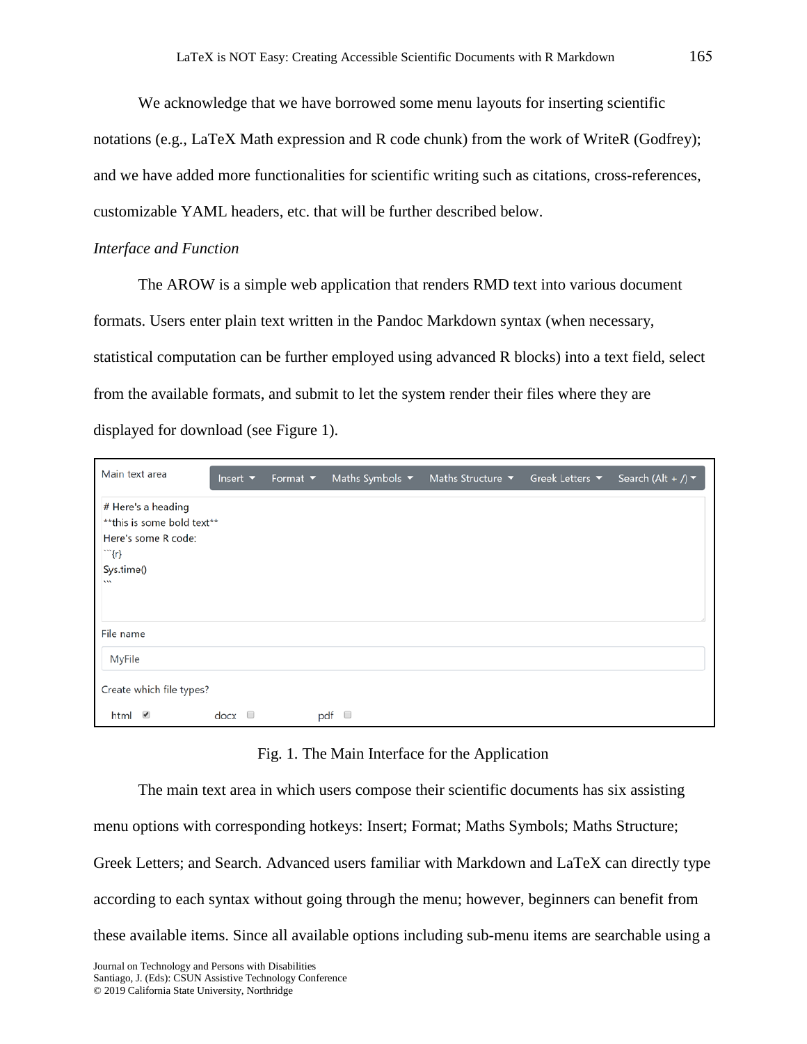We acknowledge that we have borrowed some menu layouts for inserting scientific notations (e.g., LaTeX Math expression and R code chunk) from the work of WriteR (Godfrey); and we have added more functionalities for scientific writing such as citations, cross-references, customizable YAML headers, etc. that will be further described below.

*Interface and Function*

The AROW is a simple web application that renders RMD text into various document formats. Users enter plain text written in the Pandoc Markdown syntax (when necessary, statistical computation can be further employed using advanced R blocks) into a text field, select from the available formats, and submit to let the system render their files where they are displayed for download (see Figure 1).

Fig. 1. The Main Interface for the Application

The main text area in which users compose their scientific documents has six assisting menu options with corresponding hotkeys: Insert; Format; Maths Symbols; Maths Structure; Greek Letters; and Search. Advanced users familiar with Markdown and LaTeX can directly type according to each syntax without going through the menu; however, beginners can benefit from these available items. Since all available options including sub-menu items are searchable using a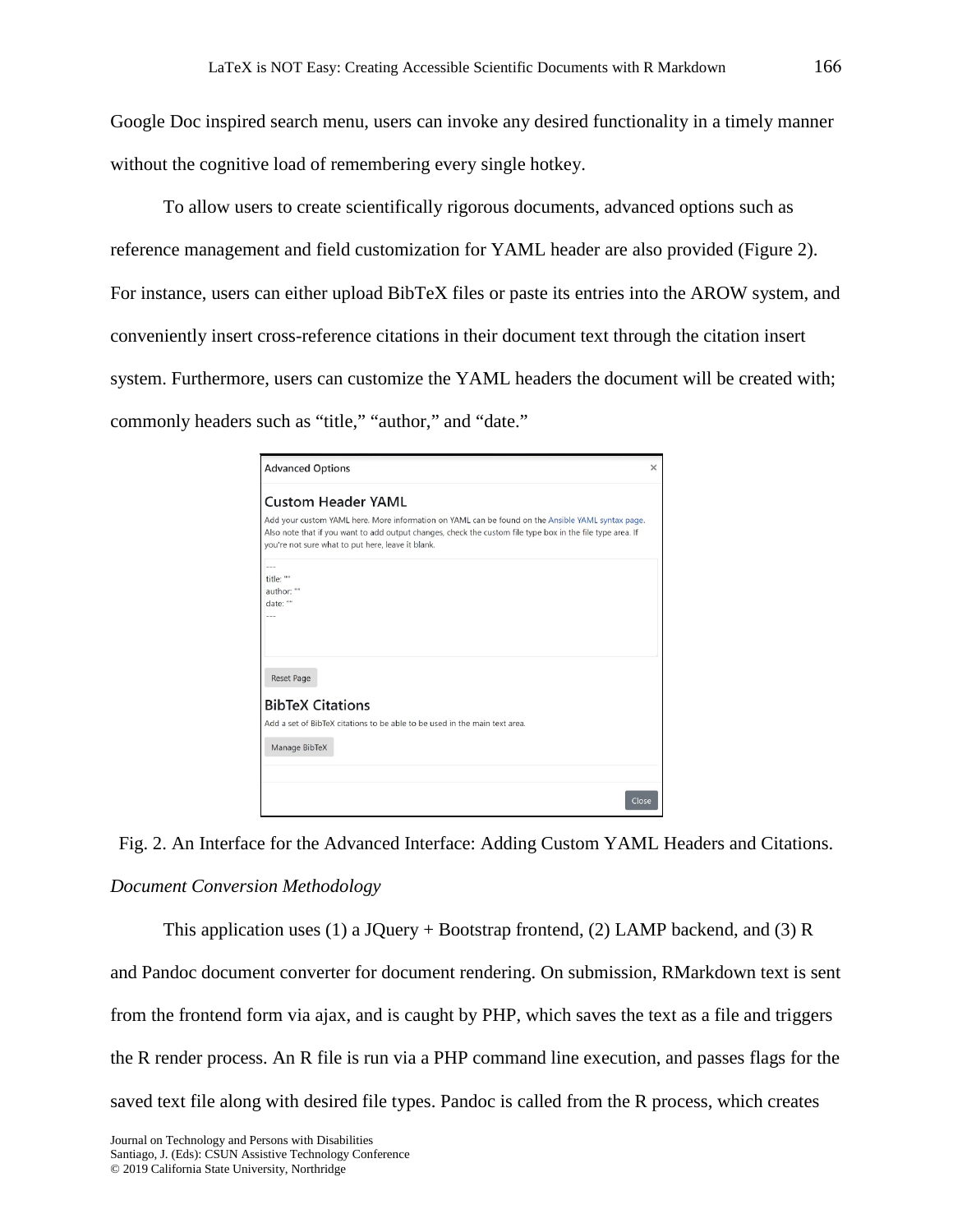Google Doc inspired search menu, users can invoke any desired functionality in a timely manner without the cognitive load of remembering every single hotkey.

To allow users to create scientifically rigorous documents, advanced options such as reference management and field customization for YAML header are also provided (Figure 2). For instance, users can either upload BibTeX files or paste its entries into the AROW system, and conveniently insert cross-reference citations in their document text through the citation insert system. Furthermore, users can customize the YAML headers the document will be created with; commonly headers such as "title," "author," and "date."

Fig. 2. An Interface for the Advanced Interface: Adding Custom YAML Headers and Citations.

*Document Conversion Methodology*

This application uses (1) a JQuery + Bootstrap frontend, (2) LAMP backend, and (3) R and Pandoc document converter for document rendering. On submission, RMarkdown text is sent from the frontend form via ajax, and is caught by PHP, which saves the text as a file and triggers the R render process. An R file is run via a PHP command line execution, and passes flags for the saved text file along with desired file types. Pandoc is called from the R process, which creates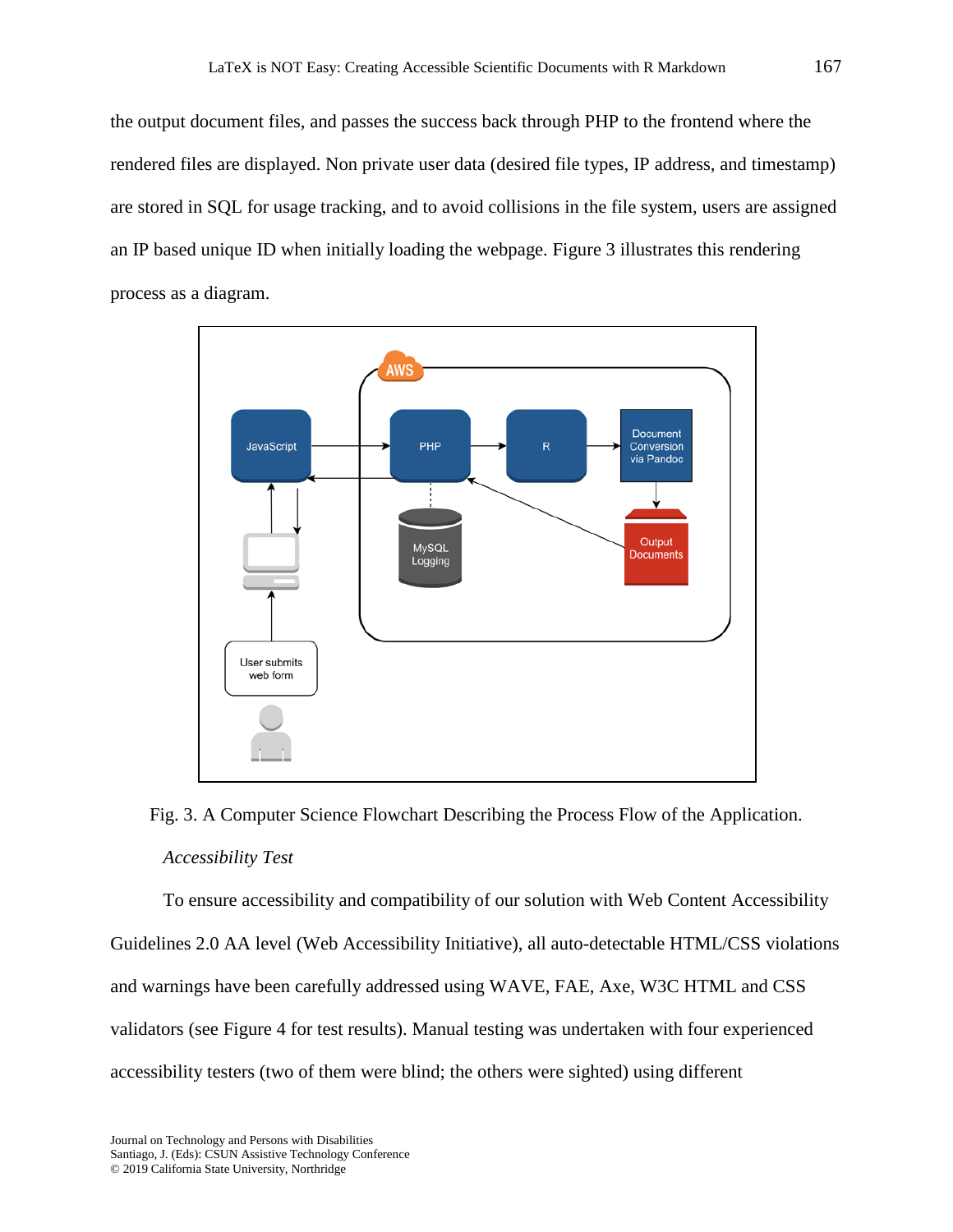the output document files, and passes the success back through PHP to the frontend where the rendered files are displayed. Non private user data (desired file types, IP address, and timestamp) are stored in SQL for usage tracking, and to avoid collisions in the file system, users are assigned an IP based unique ID when initially loading the webpage. Figure 3 illustrates this rendering process as a diagram.

Fig. 3. A Computer Science Flowchart Describing the Process Flow of the Application.

### *Accessibility Test*

To ensure accessibility and compatibility of our solution with Web Content Accessibility Guidelines 2.0 AA level (Web Accessibility Initiative), all auto-detectable HTML/CSS violations and warnings have been carefully addressed using WAVE, FAE, Axe, W3C HTML and CSS validators (see Figure 4 for test results). Manual testing was undertaken with four experienced accessibility testers (two of them were blind; the others were sighted) using different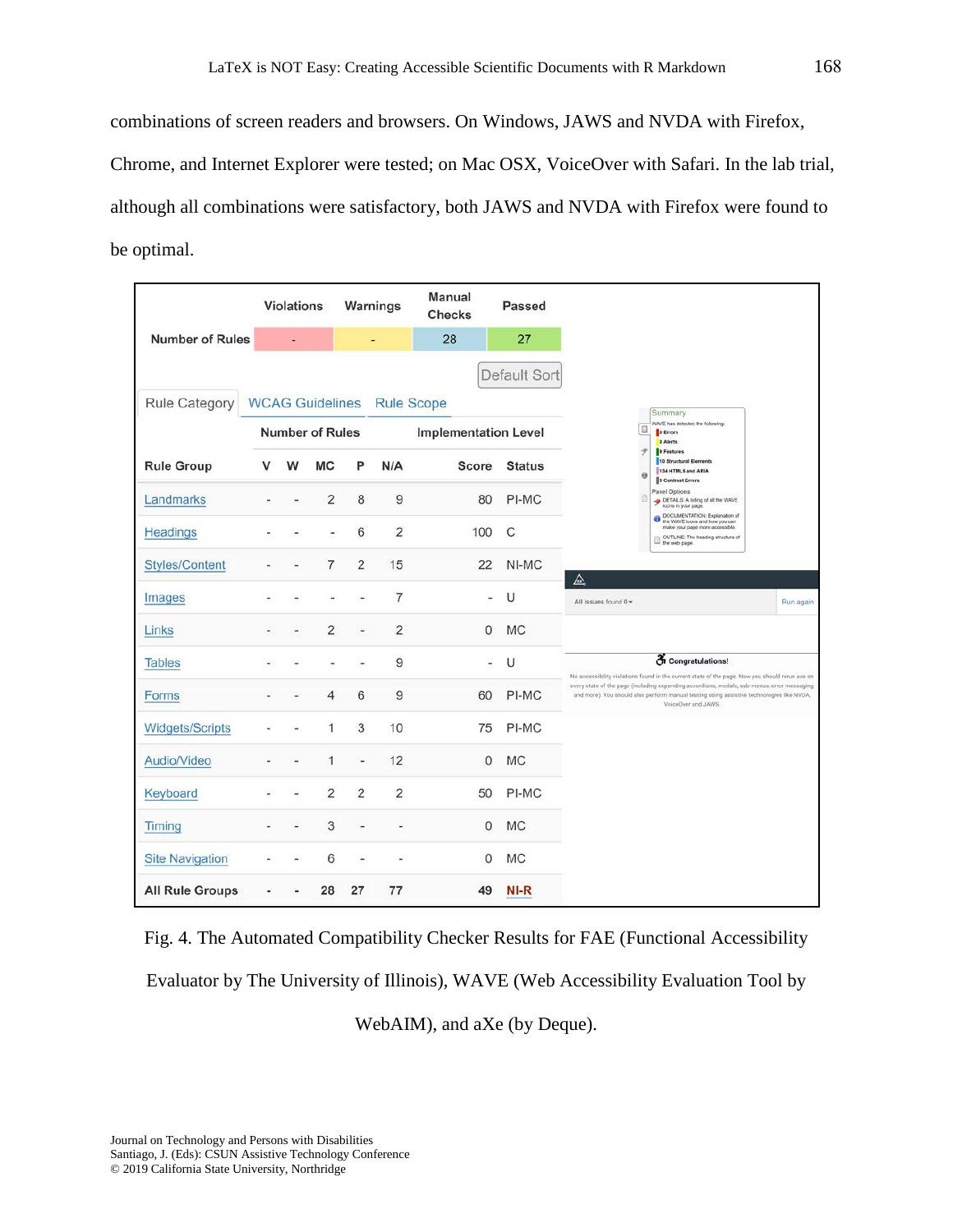combinations of screen readers and browsers. On Windows, JAWS and NVDA with Firefox, Chrome, and Internet Explorer were tested; on Mac OSX, VoiceOver with Safari. In the lab trial, although all combinations were satisfactory, both JAWS and NVDA with Firefox were found to be optimal.

| | Violations | Warnings | Manual Checks | Passed |
|---|---|---|---|---|
| Number of Rules | - | - | 28 | 27 |

Default Sort

Rule Category | WCAG Guidelines | Rule Scope

| Rule Group | V | W | MC | P | N/A | Score | Status |
|---|---|---|---|---|---|---|---|
| | Number of Rules | | | | | Implementation Level | |
| Landmarks | - | - | 2 | 8 | 9 | 80 | PI-MC |
| Headings | - | - | - | 6 | 2 | 100 | C |
| Styles/Content | - | - | 7 | 2 | 15 | 22 | NI-MC |
| Images | - | - | - | - | 7 | - | U |
| Links | - | - | 2 | - | 2 | 0 | MC |
| Tables | - | - | - | - | 9 | - | U |
| Forms | - | - | 4 | 6 | 9 | 60 | PI-MC |
| Widgets/Scripts | - | - | 1 | 3 | 10 | 75 | PI-MC |
| Audio/Video | - | - | 1 | - | 12 | 0 | MC |
| Keyboard | - | - | 2 | 2 | 2 | 50 | PI-MC |
| Timing | - | - | 3 | - | - | 0 | MC |
| Site Navigation | - | - | 6 | - | - | 0 | MC |
| All Rule Groups | - | - | 28 | 27 | 77 | 49 | NI-R |

Summary

WAVE has detected the following:

- 0 Errors
- 0 Alerts
- 0 Features
- 10 Structural Elements
- 134 HTML5 and ARIA
- 0 Contrast Errors

Panel Options

- DETAILS: A listing of all the WAVE icons in your page.
- DOCUMENTATION: Explanation of the WAVE icons and how you can make your page more accessible.
- OUTLINE: The heading structure of the web page.

All issues found 0 | Run again

Congratulations!

No accessibility violations found in the current state of the page. Now you should rerun axe on every state of the page (including expanding accordions, modals, sub-menus, error messaging and more). You should also perform manual testing using assistive technologies like NVDA, VoiceOver and JAWS

Fig. 4. The Automated Compatibility Checker Results for FAE (Functional Accessibility Evaluator by The University of Illinois), WAVE (Web Accessibility Evaluation Tool by WebAIM), and aXe (by Deque).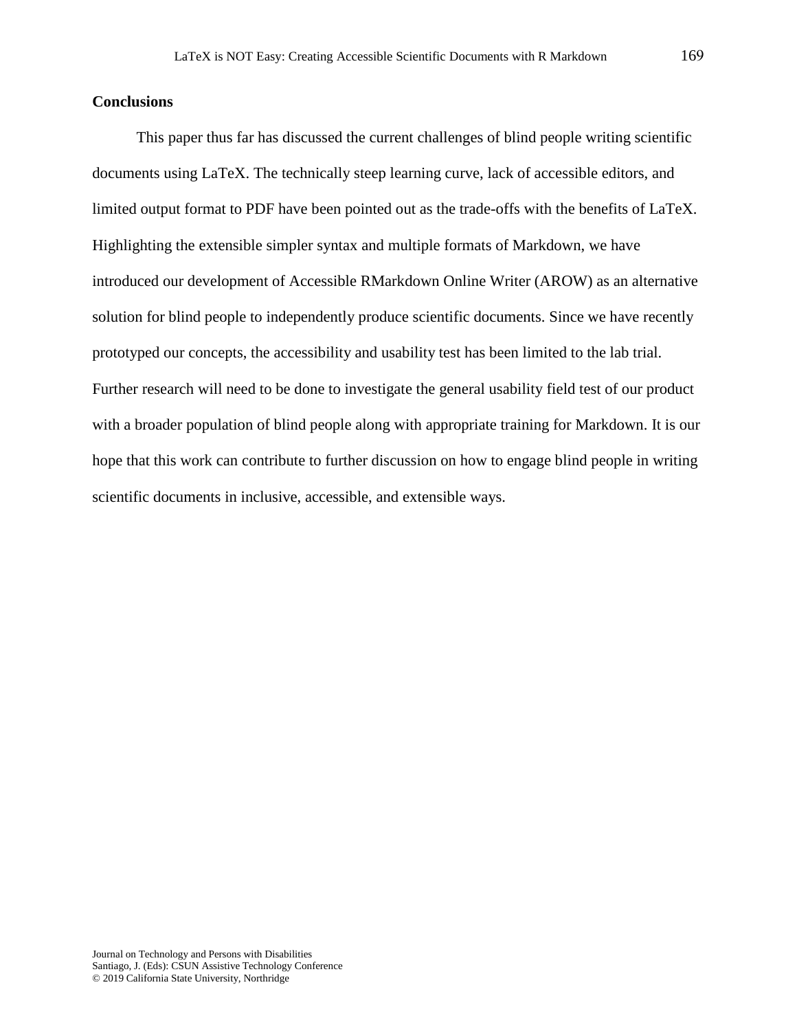## Conclusions

This paper thus far has discussed the current challenges of blind people writing scientific documents using LaTeX. The technically steep learning curve, lack of accessible editors, and limited output format to PDF have been pointed out as the trade-offs with the benefits of LaTeX. Highlighting the extensible simpler syntax and multiple formats of Markdown, we have introduced our development of Accessible RMarkdown Online Writer (AROW) as an alternative solution for blind people to independently produce scientific documents. Since we have recently prototyped our concepts, the accessibility and usability test has been limited to the lab trial. Further research will need to be done to investigate the general usability field test of our product with a broader population of blind people along with appropriate training for Markdown. It is our hope that this work can contribute to further discussion on how to engage blind people in writing scientific documents in inclusive, accessible, and extensible ways.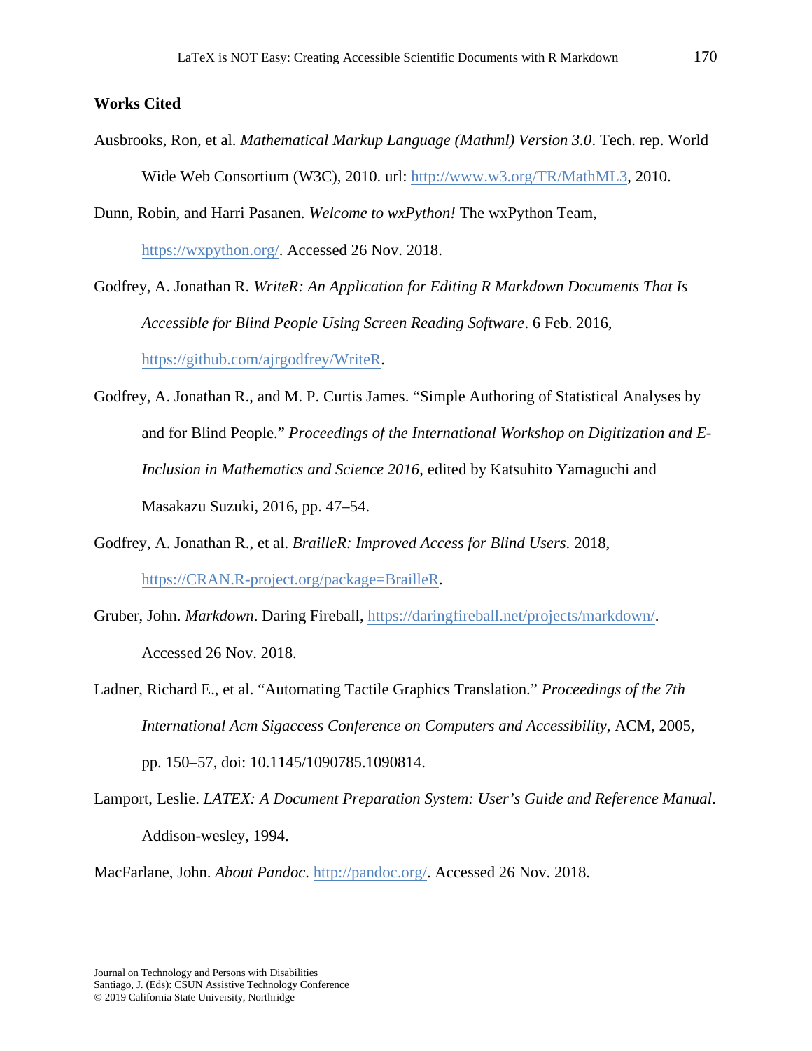**Works Cited**

Ausbrooks, Ron, et al. *Mathematical Markup Language (Mathml) Version 3.0*. Tech. rep. World Wide Web Consortium (W3C), 2010. url: http://www.w3.org/TR/MathML3, 2010.

Dunn, Robin, and Harri Pasanen. *Welcome to wxPython!* The wxPython Team, https://wxpython.org/. Accessed 26 Nov. 2018.

Godfrey, A. Jonathan R. *WriteR: An Application for Editing R Markdown Documents That Is Accessible for Blind People Using Screen Reading Software*. 6 Feb. 2016, https://github.com/ajrgodfrey/WriteR.

Godfrey, A. Jonathan R., and M. P. Curtis James. "Simple Authoring of Statistical Analyses by and for Blind People." *Proceedings of the International Workshop on Digitization and E-Inclusion in Mathematics and Science 2016*, edited by Katsuhito Yamaguchi and Masakazu Suzuki, 2016, pp. 47–54.

Godfrey, A. Jonathan R., et al. *BrailleR: Improved Access for Blind Users*. 2018, https://CRAN.R-project.org/package=BrailleR.

Gruber, John. *Markdown*. Daring Fireball, https://daringfireball.net/projects/markdown/. Accessed 26 Nov. 2018.

Ladner, Richard E., et al. "Automating Tactile Graphics Translation." *Proceedings of the 7th International Acm Sigaccess Conference on Computers and Accessibility*, ACM, 2005, pp. 150–57, doi: 10.1145/1090785.1090814.

Lamport, Leslie. *LATEX: A Document Preparation System: User's Guide and Reference Manual*. Addison-wesley, 1994.

MacFarlane, John. *About Pandoc*. http://pandoc.org/. Accessed 26 Nov. 2018.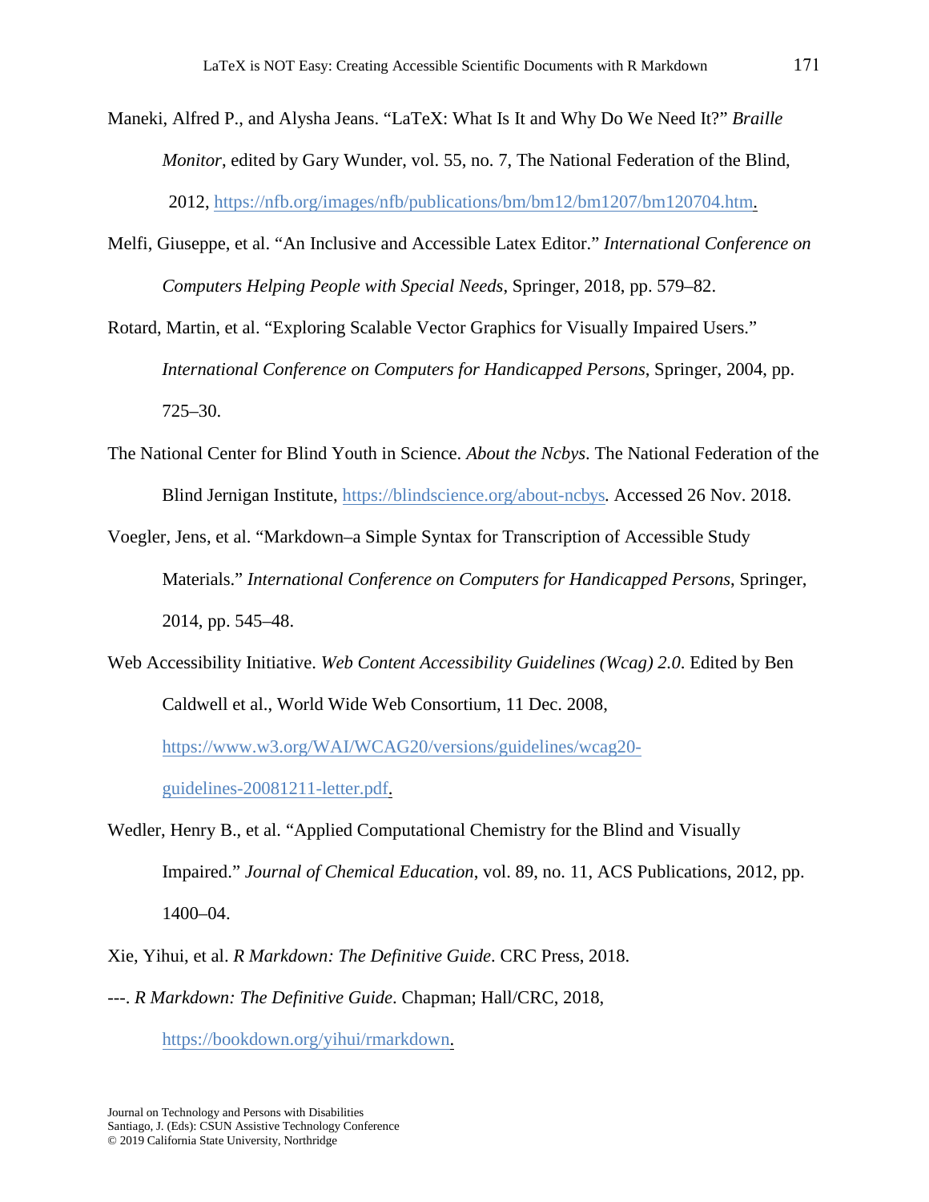Maneki, Alfred P., and Alysha Jeans. "LaTeX: What Is It and Why Do We Need It?" *Braille Monitor*, edited by Gary Wunder, vol. 55, no. 7, The National Federation of the Blind, 2012, https://nfb.org/images/nfb/publications/bm/bm12/bm1207/bm120704.htm.

Melfi, Giuseppe, et al. "An Inclusive and Accessible Latex Editor." *International Conference on Computers Helping People with Special Needs*, Springer, 2018, pp. 579–82.

Rotard, Martin, et al. "Exploring Scalable Vector Graphics for Visually Impaired Users." *International Conference on Computers for Handicapped Persons*, Springer, 2004, pp. 725–30.

The National Center for Blind Youth in Science. *About the Ncbys*. The National Federation of the Blind Jernigan Institute, https://blindscience.org/about-ncbys. Accessed 26 Nov. 2018.

Voegler, Jens, et al. "Markdown–a Simple Syntax for Transcription of Accessible Study Materials." *International Conference on Computers for Handicapped Persons*, Springer, 2014, pp. 545–48.

Web Accessibility Initiative. *Web Content Accessibility Guidelines (Wcag) 2.0*. Edited by Ben Caldwell et al., World Wide Web Consortium, 11 Dec. 2008, https://www.w3.org/WAI/WCAG20/versions/guidelines/wcag20-guidelines-20081211-letter.pdf.

Wedler, Henry B., et al. "Applied Computational Chemistry for the Blind and Visually Impaired." *Journal of Chemical Education*, vol. 89, no. 11, ACS Publications, 2012, pp. 1400–04.

Xie, Yihui, et al. *R Markdown: The Definitive Guide*. CRC Press, 2018.

---. *R Markdown: The Definitive Guide*. Chapman; Hall/CRC, 2018, https://bookdown.org/yihui/rmarkdown.